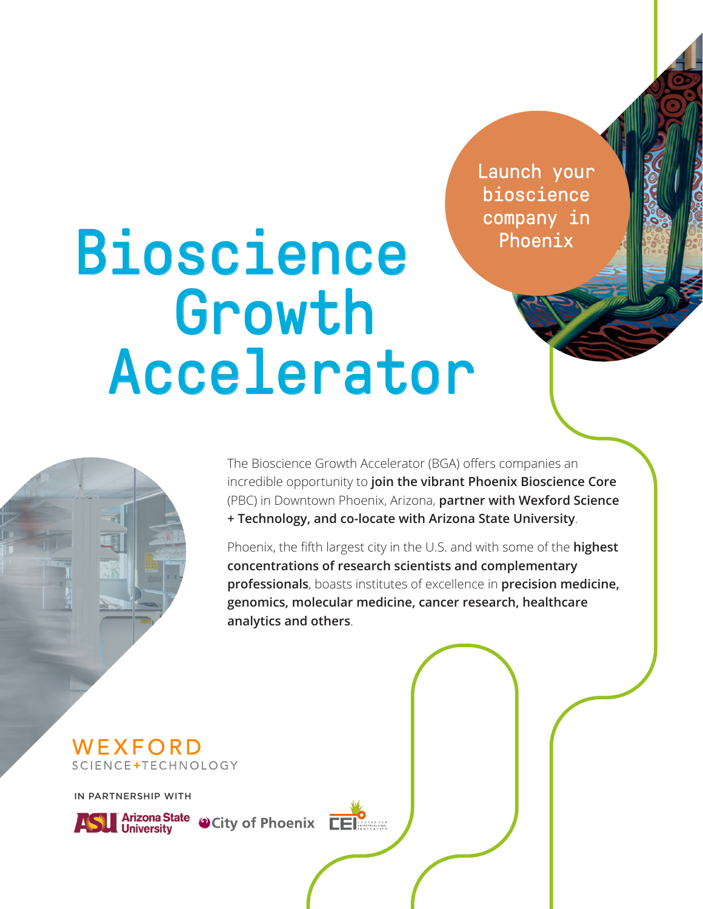# Bioscience Growth Accelerator

Launch your bioscience company in Phoenix

The Bioscience Growth Accelerator (BGA) offers companies an incredible opportunity to **join the vibrant Phoenix Bioscience Core** (PBC) in Downtown Phoenix, Arizona, **partner with Wexford Science + Technology, and co-locate with Arizona State University**.

Phoenix, the fifth largest city in the U.S. and with some of the **highest concentrations of research scientists and complementary professionals**, boasts institutes of excellence in **precision medicine, genomics, molecular medicine, cancer research, healthcare analytics and others**.

WEXFORD SCIENCE+TECHNOLOGY

IN PARTNERSHIP WITH

Arizona State University City of Phoenix CEI Center for Entrepreneurial Innovation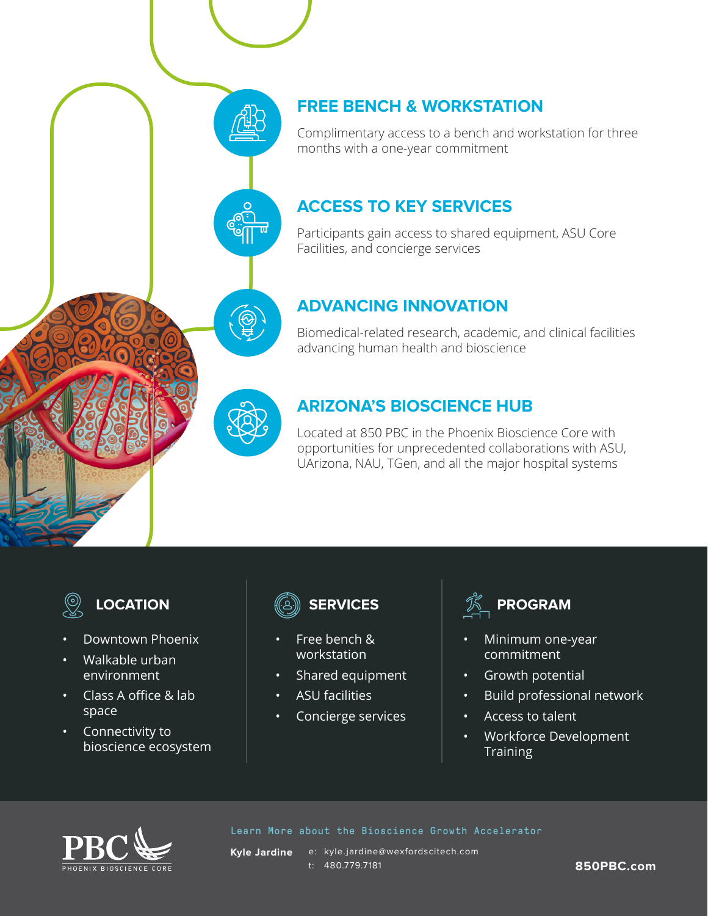## FREE BENCH & WORKSTATION

Complimentary access to a bench and workstation for three months with a one-year commitment

## ACCESS TO KEY SERVICES

Participants gain access to shared equipment, ASU Core Facilities, and concierge services

## ADVANCING INNOVATION

Biomedical-related research, academic, and clinical facilities advancing human health and bioscience

## ARIZONA'S BIOSCIENCE HUB

Located at 850 PBC in the Phoenix Bioscience Core with opportunities for unprecedented collaborations with ASU, UArizona, NAU, TGen, and all the major hospital systems

### LOCATION

- Downtown Phoenix
- Walkable urban environment
- Class A office & lab space
- Connectivity to bioscience ecosystem

### SERVICES

- Free bench & workstation
- Shared equipment
- ASU facilities
- Concierge services

### PROGRAM

- Minimum one-year commitment
- Growth potential
- Build professional network
- Access to talent
- Workforce Development Training

PBC PHOENIX BIOSCIENCE CORE

Learn More about the Bioscience Growth Accelerator

**Kyle Jardine**
e: kyle.jardine@wexfordscitech.com
t: 480.779.7181

**850PBC.com**